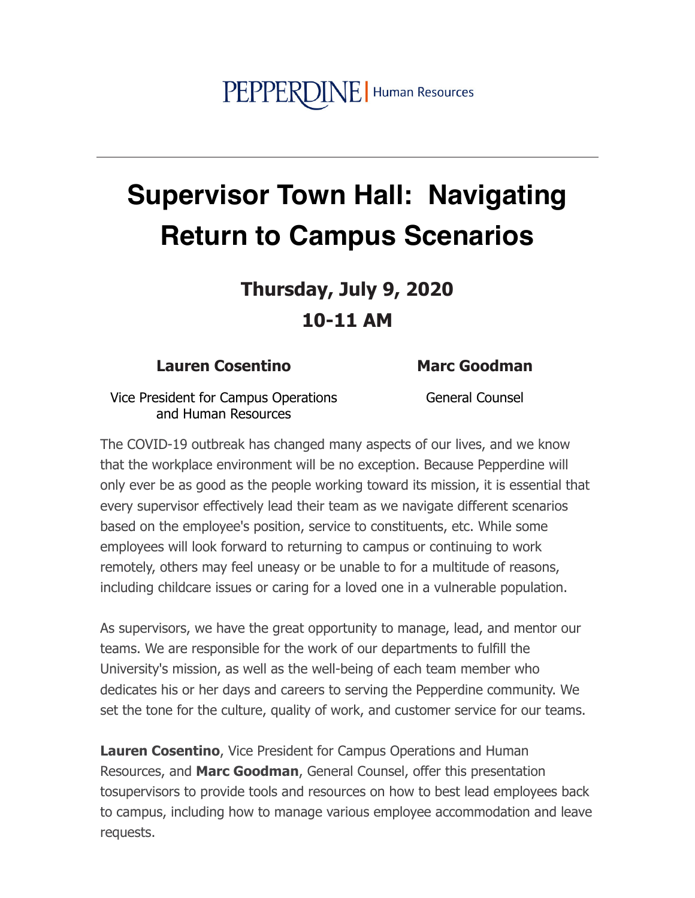PEPPERDINE | Human Resources

---

# Supervisor Town Hall: Navigating Return to Campus Scenarios

## Thursday, July 9, 2020

## 10-11 AM

**Lauren Cosentino**

Vice President for Campus Operations and Human Resources

**Marc Goodman**

General Counsel

The COVID-19 outbreak has changed many aspects of our lives, and we know that the workplace environment will be no exception. Because Pepperdine will only ever be as good as the people working toward its mission, it is essential that every supervisor effectively lead their team as we navigate different scenarios based on the employee's position, service to constituents, etc. While some employees will look forward to returning to campus or continuing to work remotely, others may feel uneasy or be unable to for a multitude of reasons, including childcare issues or caring for a loved one in a vulnerable population.

As supervisors, we have the great opportunity to manage, lead, and mentor our teams. We are responsible for the work of our departments to fulfill the University's mission, as well as the well-being of each team member who dedicates his or her days and careers to serving the Pepperdine community. We set the tone for the culture, quality of work, and customer service for our teams.

**Lauren Cosentino**, Vice President for Campus Operations and Human Resources, and **Marc Goodman**, General Counsel, offer this presentation tosupervisors to provide tools and resources on how to best lead employees back to campus, including how to manage various employee accommodation and leave requests.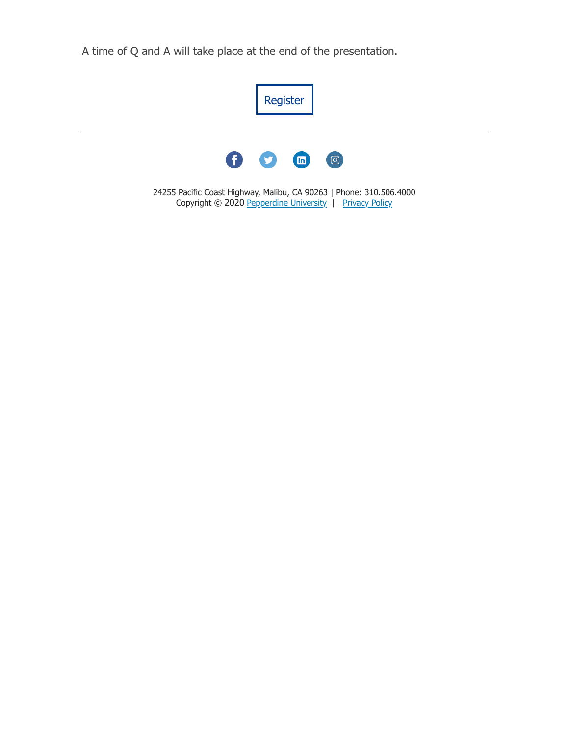A time of Q and A will take place at the end of the presentation.

Register

---

24255 Pacific Coast Highway, Malibu, CA 90263 | Phone: 310.506.4000
Copyright © 2020 Pepperdine University | Privacy Policy